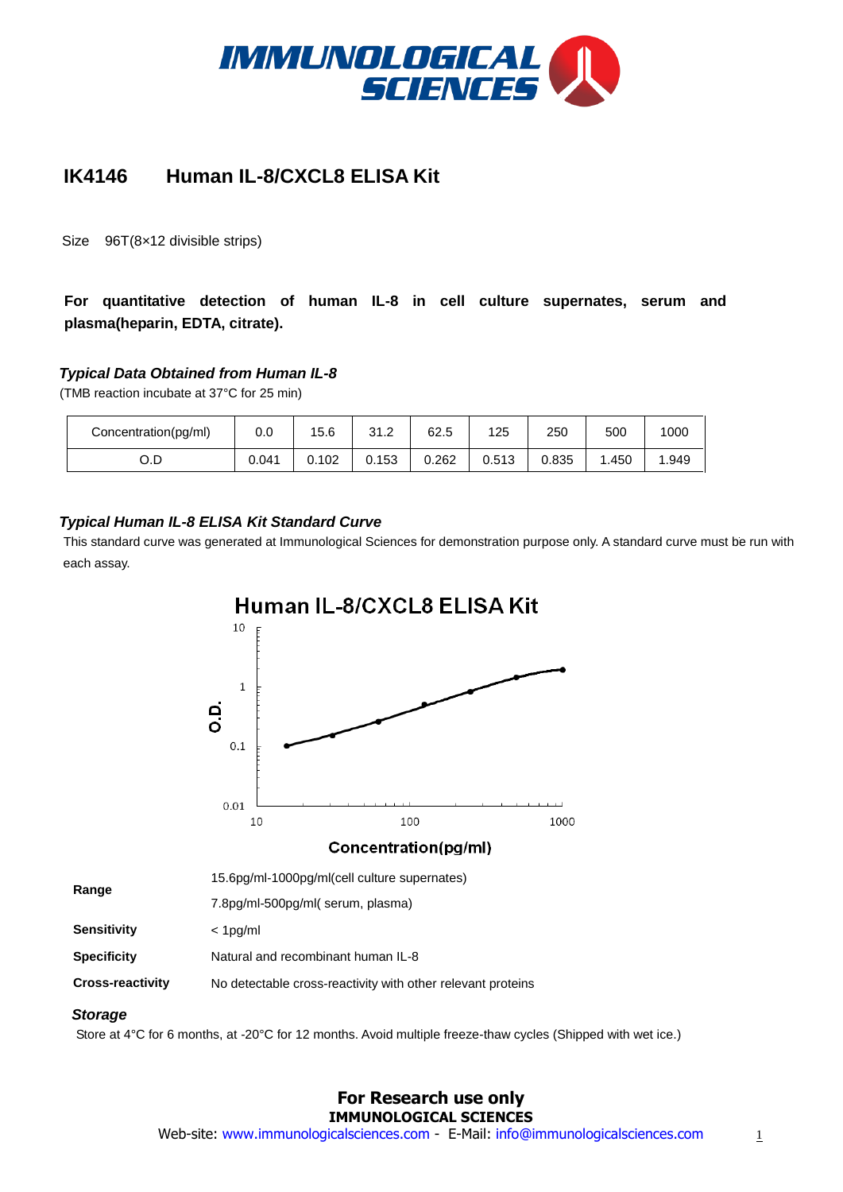# IK4146 Human IL-8/CXCL8 ELISA Kit

Size 96T(8×12 divisible strips)

**For quantitative detection of human IL-8 in cell culture supernates, serum and plasma(heparin, EDTA, citrate).**

### *Typical Data Obtained from Human IL-8*

(TMB reaction incubate at 37°C for 25 min)

| Concentration(pg/ml) | 0.0 | 15.6 | 31.2 | 62.5 | 125 | 250 | 500 | 1000 |
|---|---|---|---|---|---|---|---|---|
| O.D | 0.041 | 0.102 | 0.153 | 0.262 | 0.513 | 0.835 | 1.450 | 1.949 |

### *Typical Human IL-8 ELISA Kit Standard Curve*

This standard curve was generated at Immunological Sciences for demonstration purpose only. A standard curve must be run with each assay.

| | |
|---|---|
| **Range** | 15.6pg/ml-1000pg/ml(cell culture supernates)<br>7.8pg/ml-500pg/ml( serum, plasma) |
| **Sensitivity** | < 1pg/ml |
| **Specificity** | Natural and recombinant human IL-8 |
| **Cross-reactivity** | No detectable cross-reactivity with other relevant proteins |

### *Storage*

Store at 4°C for 6 months, at -20°C for 12 months. Avoid multiple freeze-thaw cycles (Shipped with wet ice.)

**For Research use only**

**IMMUNOLOGICAL SCIENCES**

Web-site: www.immunologicalsciences.com - E-Mail: info@immunologicalsciences.com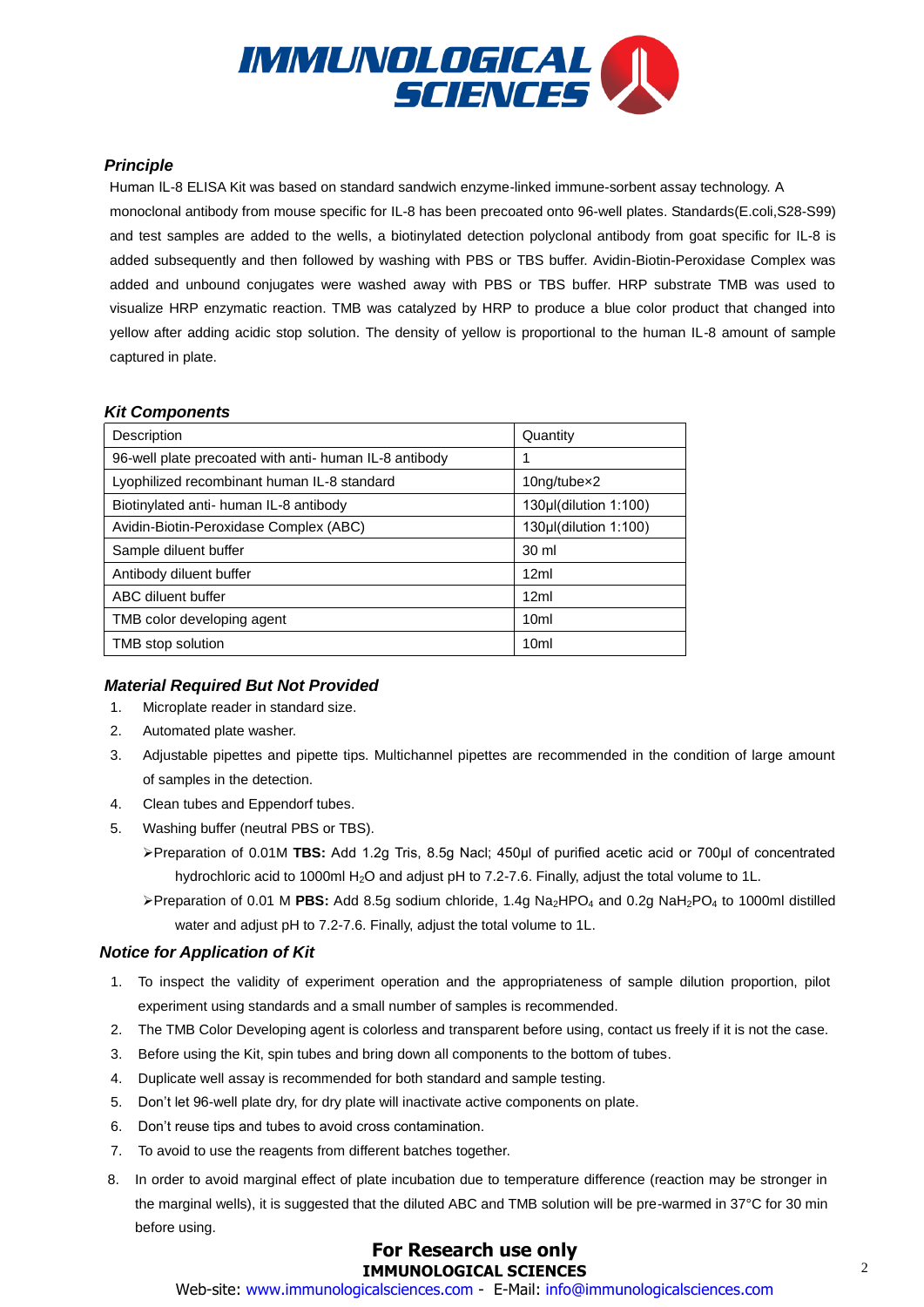## *Principle*

Human IL-8 ELISA Kit was based on standard sandwich enzyme-linked immune-sorbent assay technology. A monoclonal antibody from mouse specific for IL-8 has been precoated onto 96-well plates. Standards(E.coli,S28-S99) and test samples are added to the wells, a biotinylated detection polyclonal antibody from goat specific for IL-8 is added subsequently and then followed by washing with PBS or TBS buffer. Avidin-Biotin-Peroxidase Complex was added and unbound conjugates were washed away with PBS or TBS buffer. HRP substrate TMB was used to visualize HRP enzymatic reaction. TMB was catalyzed by HRP to produce a blue color product that changed into yellow after adding acidic stop solution. The density of yellow is proportional to the human IL-8 amount of sample captured in plate.

## *Kit Components*

| Description | Quantity |
|---|---|
| 96-well plate precoated with anti- human IL-8 antibody | 1 |
| Lyophilized recombinant human IL-8 standard | 10ng/tube×2 |
| Biotinylated anti- human IL-8 antibody | 130μl(dilution 1:100) |
| Avidin-Biotin-Peroxidase Complex (ABC) | 130μl(dilution 1:100) |
| Sample diluent buffer | 30 ml |
| Antibody diluent buffer | 12ml |
| ABC diluent buffer | 12ml |
| TMB color developing agent | 10ml |
| TMB stop solution | 10ml |

## *Material Required But Not Provided*

1. Microplate reader in standard size.
2. Automated plate washer.
3. Adjustable pipettes and pipette tips. Multichannel pipettes are recommended in the condition of large amount of samples in the detection.
4. Clean tubes and Eppendorf tubes.
5. Washing buffer (neutral PBS or TBS).
   - Preparation of 0.01M **TBS:** Add 1.2g Tris, 8.5g Nacl; 450μl of purified acetic acid or 700μl of concentrated hydrochloric acid to 1000ml $H_2O$ and adjust pH to 7.2-7.6. Finally, adjust the total volume to 1L.
   - Preparation of 0.01 M **PBS:** Add 8.5g sodium chloride, 1.4g $Na_2HPO_4$ and 0.2g $NaH_2PO_4$ to 1000ml distilled water and adjust pH to 7.2-7.6. Finally, adjust the total volume to 1L.

## *Notice for Application of Kit*

1. To inspect the validity of experiment operation and the appropriateness of sample dilution proportion, pilot experiment using standards and a small number of samples is recommended.
2. The TMB Color Developing agent is colorless and transparent before using, contact us freely if it is not the case.
3. Before using the Kit, spin tubes and bring down all components to the bottom of tubes.
4. Duplicate well assay is recommended for both standard and sample testing.
5. Don't let 96-well plate dry, for dry plate will inactivate active components on plate.
6. Don't reuse tips and tubes to avoid cross contamination.
7. To avoid to use the reagents from different batches together.
8. In order to avoid marginal effect of plate incubation due to temperature difference (reaction may be stronger in the marginal wells), it is suggested that the diluted ABC and TMB solution will be pre-warmed in 37°C for 30 min before using.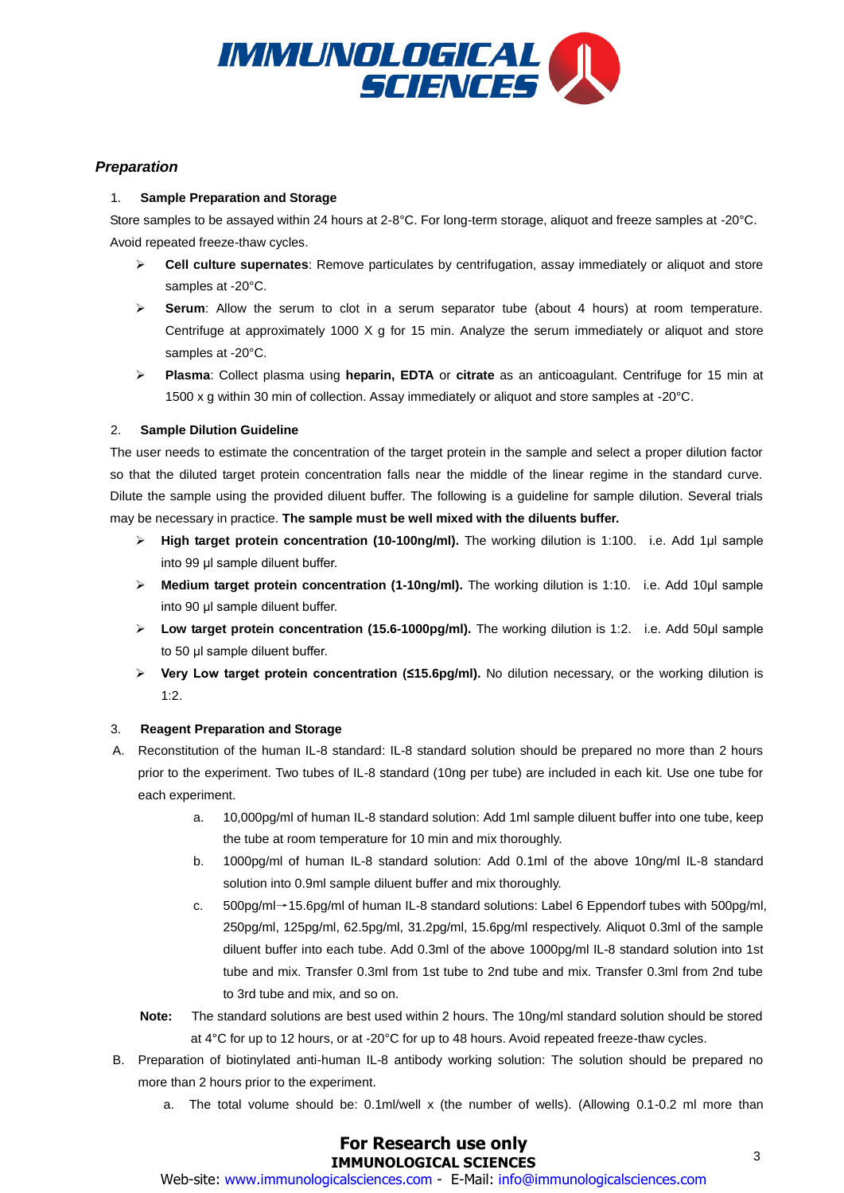## *Preparation*

1. **Sample Preparation and Storage**

Store samples to be assayed within 24 hours at 2-8°C. For long-term storage, aliquot and freeze samples at -20°C. Avoid repeated freeze-thaw cycles.

- **Cell culture supernates**: Remove particulates by centrifugation, assay immediately or aliquot and store samples at -20°C.
- **Serum**: Allow the serum to clot in a serum separator tube (about 4 hours) at room temperature. Centrifuge at approximately 1000 X g for 15 min. Analyze the serum immediately or aliquot and store samples at -20°C.
- **Plasma**: Collect plasma using **heparin, EDTA** or **citrate** as an anticoagulant. Centrifuge for 15 min at 1500 x g within 30 min of collection. Assay immediately or aliquot and store samples at -20°C.

2. **Sample Dilution Guideline**

The user needs to estimate the concentration of the target protein in the sample and select a proper dilution factor so that the diluted target protein concentration falls near the middle of the linear regime in the standard curve. Dilute the sample using the provided diluent buffer. The following is a guideline for sample dilution. Several trials may be necessary in practice. **The sample must be well mixed with the diluents buffer.**

- **High target protein concentration (10-100ng/ml).** The working dilution is 1:100. i.e. Add 1µl sample into 99 µl sample diluent buffer.
- **Medium target protein concentration (1-10ng/ml).** The working dilution is 1:10. i.e. Add 10µl sample into 90 µl sample diluent buffer.
- **Low target protein concentration (15.6-1000pg/ml).** The working dilution is 1:2. i.e. Add 50µl sample to 50 µl sample diluent buffer.
- **Very Low target protein concentration (≤15.6pg/ml).** No dilution necessary, or the working dilution is 1:2.

3. **Reagent Preparation and Storage**

A. Reconstitution of the human IL-8 standard: IL-8 standard solution should be prepared no more than 2 hours prior to the experiment. Two tubes of IL-8 standard (10ng per tube) are included in each kit. Use one tube for each experiment.

   a. 10,000pg/ml of human IL-8 standard solution: Add 1ml sample diluent buffer into one tube, keep the tube at room temperature for 10 min and mix thoroughly.

   b. 1000pg/ml of human IL-8 standard solution: Add 0.1ml of the above 10ng/ml IL-8 standard solution into 0.9ml sample diluent buffer and mix thoroughly.

   c. 500pg/ml→15.6pg/ml of human IL-8 standard solutions: Label 6 Eppendorf tubes with 500pg/ml, 250pg/ml, 125pg/ml, 62.5pg/ml, 31.2pg/ml, 15.6pg/ml respectively. Aliquot 0.3ml of the sample diluent buffer into each tube. Add 0.3ml of the above 1000pg/ml IL-8 standard solution into 1st tube and mix. Transfer 0.3ml from 1st tube to 2nd tube and mix. Transfer 0.3ml from 2nd tube to 3rd tube and mix, and so on.

**Note:** The standard solutions are best used within 2 hours. The 10ng/ml standard solution should be stored at 4°C for up to 12 hours, or at -20°C for up to 48 hours. Avoid repeated freeze-thaw cycles.

B. Preparation of biotinylated anti-human IL-8 antibody working solution: The solution should be prepared no more than 2 hours prior to the experiment.

   a. The total volume should be: 0.1ml/well x (the number of wells). (Allowing 0.1-0.2 ml more than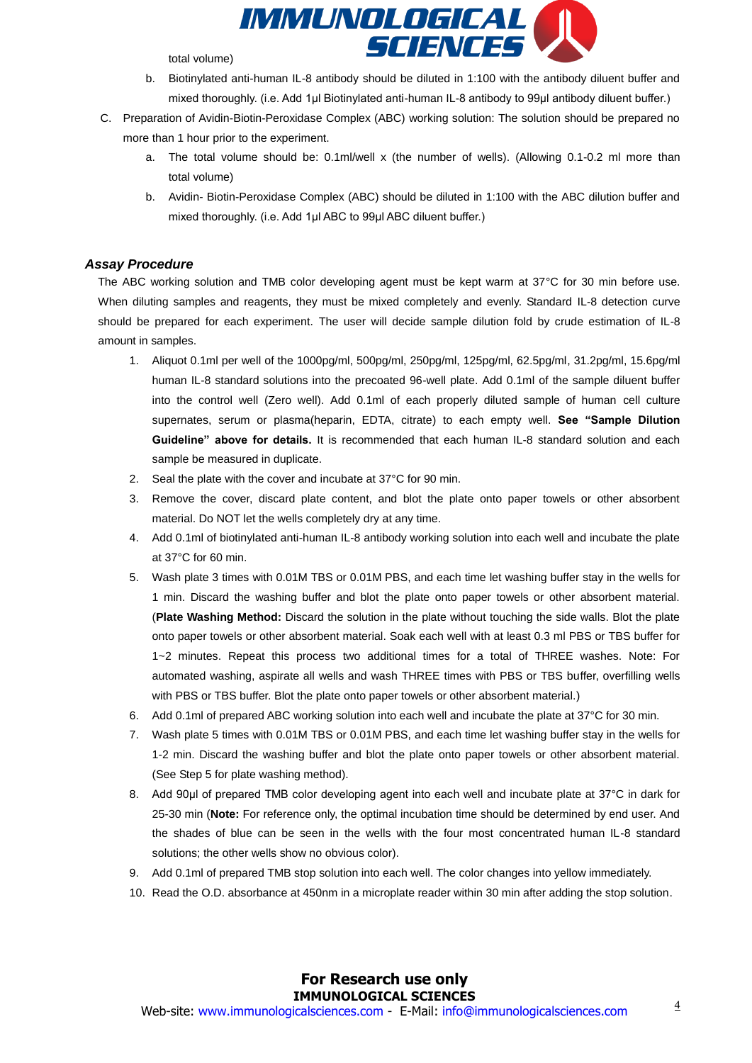total volume)

b. Biotinylated anti-human IL-8 antibody should be diluted in 1:100 with the antibody diluent buffer and mixed thoroughly. (i.e. Add 1μl Biotinylated anti-human IL-8 antibody to 99μl antibody diluent buffer.)

C. Preparation of Avidin-Biotin-Peroxidase Complex (ABC) working solution: The solution should be prepared no more than 1 hour prior to the experiment.

a. The total volume should be: 0.1ml/well x (the number of wells). (Allowing 0.1-0.2 ml more than total volume)

b. Avidin- Biotin-Peroxidase Complex (ABC) should be diluted in 1:100 with the ABC dilution buffer and mixed thoroughly. (i.e. Add 1μl ABC to 99μl ABC diluent buffer.)

### *Assay Procedure*

The ABC working solution and TMB color developing agent must be kept warm at 37°C for 30 min before use. When diluting samples and reagents, they must be mixed completely and evenly. Standard IL-8 detection curve should be prepared for each experiment. The user will decide sample dilution fold by crude estimation of IL-8 amount in samples.

1. Aliquot 0.1ml per well of the 1000pg/ml, 500pg/ml, 250pg/ml, 125pg/ml, 62.5pg/ml, 31.2pg/ml, 15.6pg/ml human IL-8 standard solutions into the precoated 96-well plate. Add 0.1ml of the sample diluent buffer into the control well (Zero well). Add 0.1ml of each properly diluted sample of human cell culture supernates, serum or plasma(heparin, EDTA, citrate) to each empty well. **See "Sample Dilution Guideline" above for details.** It is recommended that each human IL-8 standard solution and each sample be measured in duplicate.
2. Seal the plate with the cover and incubate at 37°C for 90 min.
3. Remove the cover, discard plate content, and blot the plate onto paper towels or other absorbent material. Do NOT let the wells completely dry at any time.
4. Add 0.1ml of biotinylated anti-human IL-8 antibody working solution into each well and incubate the plate at 37°C for 60 min.
5. Wash plate 3 times with 0.01M TBS or 0.01M PBS, and each time let washing buffer stay in the wells for 1 min. Discard the washing buffer and blot the plate onto paper towels or other absorbent material. (**Plate Washing Method:** Discard the solution in the plate without touching the side walls. Blot the plate onto paper towels or other absorbent material. Soak each well with at least 0.3 ml PBS or TBS buffer for 1~2 minutes. Repeat this process two additional times for a total of THREE washes. Note: For automated washing, aspirate all wells and wash THREE times with PBS or TBS buffer, overfilling wells with PBS or TBS buffer. Blot the plate onto paper towels or other absorbent material.)
6. Add 0.1ml of prepared ABC working solution into each well and incubate the plate at 37°C for 30 min.
7. Wash plate 5 times with 0.01M TBS or 0.01M PBS, and each time let washing buffer stay in the wells for 1-2 min. Discard the washing buffer and blot the plate onto paper towels or other absorbent material. (See Step 5 for plate washing method).
8. Add 90μl of prepared TMB color developing agent into each well and incubate plate at 37°C in dark for 25-30 min (**Note:** For reference only, the optimal incubation time should be determined by end user. And the shades of blue can be seen in the wells with the four most concentrated human IL-8 standard solutions; the other wells show no obvious color).
9. Add 0.1ml of prepared TMB stop solution into each well. The color changes into yellow immediately.
10. Read the O.D. absorbance at 450nm in a microplate reader within 30 min after adding the stop solution.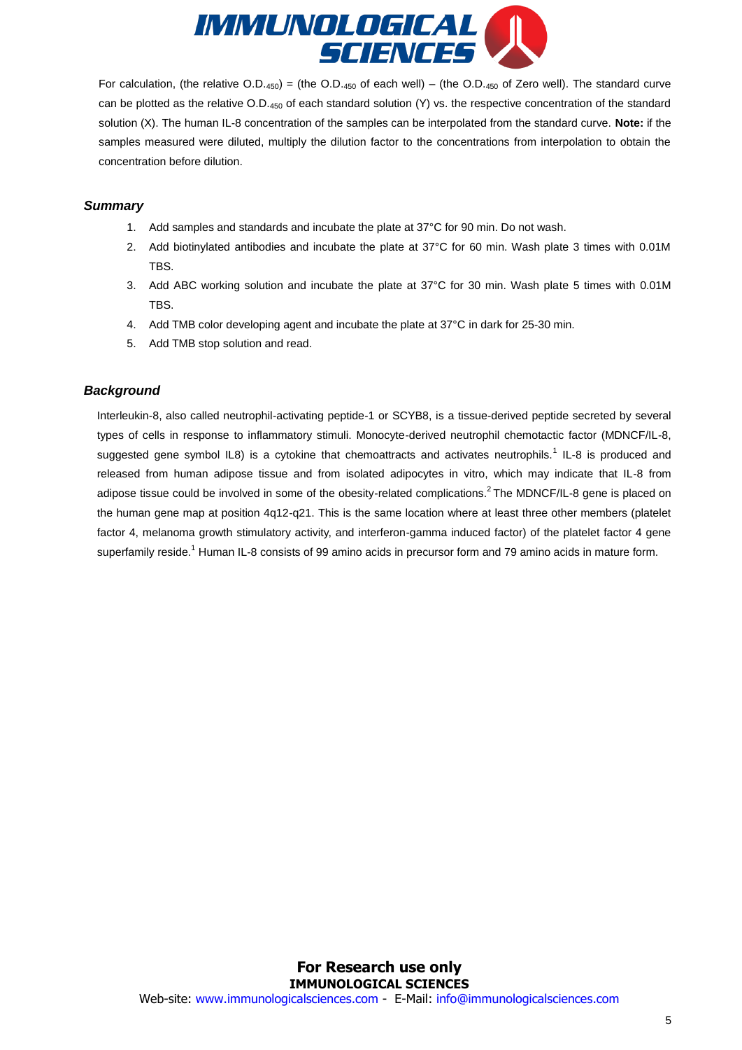For calculation, (the relative $O.D._{450}$) = (the $O.D._{450}$ of each well) – (the $O.D._{450}$ of Zero well). The standard curve can be plotted as the relative $O.D._{450}$ of each standard solution (Y) vs. the respective concentration of the standard solution (X). The human IL-8 concentration of the samples can be interpolated from the standard curve. **Note:** if the samples measured were diluted, multiply the dilution factor to the concentrations from interpolation to obtain the concentration before dilution.

### *Summary*

1. Add samples and standards and incubate the plate at 37°C for 90 min. Do not wash.
2. Add biotinylated antibodies and incubate the plate at 37°C for 60 min. Wash plate 3 times with 0.01M TBS.
3. Add ABC working solution and incubate the plate at 37°C for 30 min. Wash plate 5 times with 0.01M TBS.
4. Add TMB color developing agent and incubate the plate at 37°C in dark for 25-30 min.
5. Add TMB stop solution and read.

### *Background*

Interleukin-8, also called neutrophil-activating peptide-1 or SCYB8, is a tissue-derived peptide secreted by several types of cells in response to inflammatory stimuli. Monocyte-derived neutrophil chemotactic factor (MDNCF/IL-8, suggested gene symbol IL8) is a cytokine that chemoattracts and activates neutrophils.[1] IL-8 is produced and released from human adipose tissue and from isolated adipocytes in vitro, which may indicate that IL-8 from adipose tissue could be involved in some of the obesity-related complications.[2] The MDNCF/IL-8 gene is placed on the human gene map at position 4q12-q21. This is the same location where at least three other members (platelet factor 4, melanoma growth stimulatory activity, and interferon-gamma induced factor) of the platelet factor 4 gene superfamily reside.[1] Human IL-8 consists of 99 amino acids in precursor form and 79 amino acids in mature form.

**For Research use only**
**IMMUNOLOGICAL SCIENCES**
Web-site: www.immunologicalsciences.com - E-Mail: info@immunologicalsciences.com